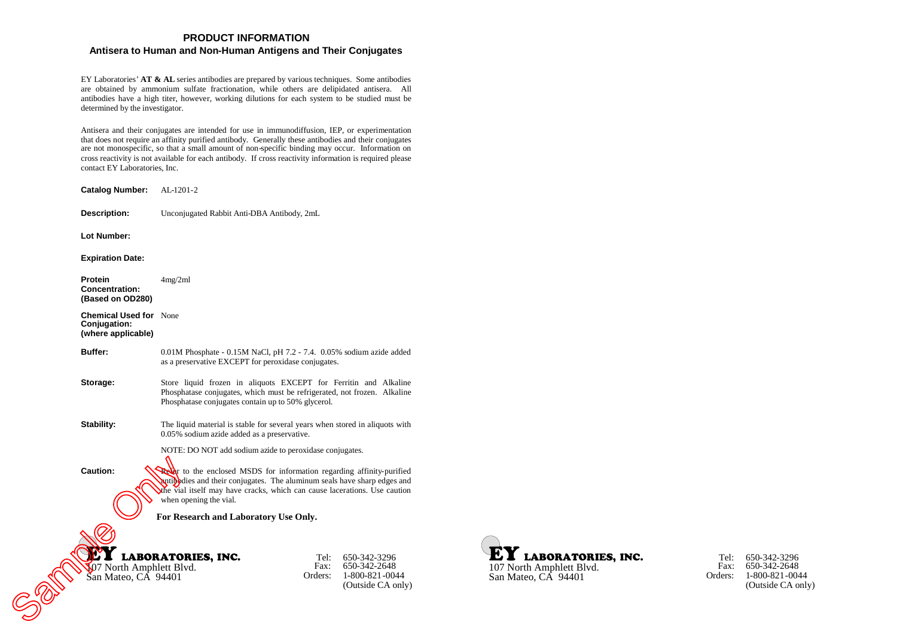# PRODUCT INFORMATION

## Antisera to Human and Non-Human Antigens and Their Conjugates

EY Laboratories' **AT & AL** series antibodies are prepared by various techniques. Some antibodies are obtained by ammonium sulfate fractionation, while others are delipidated antisera. All antibodies have a high titer, however, working dilutions for each system to be studied must be determined by the investigator.

Antisera and their conjugates are intended for use in immunodiffusion, IEP, or experimentation that does not require an affinity purified antibody. Generally these antibodies and their conjugates are not monospecific, so that a small amount of non-specific binding may occur. Information on cross reactivity is not available for each antibody. If cross reactivity information is required please contact EY Laboratories, Inc.

**Catalog Number:** AL-1201-2

**Description:** Unconjugated Rabbit Anti-DBA Antibody, 2mL

**Lot Number:**

**Expiration Date:**

**Protein Concentration: (Based on OD280)** 4mg/2ml

**Chemical Used for Conjugation: (where applicable)** None

**Buffer:** 0.01M Phosphate - 0.15M NaCl, pH 7.2 - 7.4. 0.05% sodium azide added as a preservative EXCEPT for peroxidase conjugates.

**Storage:** Store liquid frozen in aliquots EXCEPT for Ferritin and Alkaline Phosphatase conjugates, which must be refrigerated, not frozen. Alkaline Phosphatase conjugates contain up to 50% glycerol.

**Stability:** The liquid material is stable for several years when stored in aliquots with 0.05% sodium azide added as a preservative.

NOTE: DO NOT add sodium azide to peroxidase conjugates.

**Caution:** Refer to the enclosed MSDS for information regarding affinity-purified antibodies and their conjugates. The aluminum seals have sharp edges and the vial itself may have cracks, which can cause lacerations. Use caution when opening the vial.

**For Research and Laboratory Use Only.**

Sample Only

**EY LABORATORIES, INC.**
107 North Amphlett Blvd.
San Mateo, CA 94401

Tel: 650-342-3296
Fax: 650-342-2648
Orders: 1-800-821-0044
(Outside CA only)

**EY LABORATORIES, INC.**
107 North Amphlett Blvd.
San Mateo, CA 94401

Tel: 650-342-3296
Fax: 650-342-2648
Orders: 1-800-821-0044
(Outside CA only)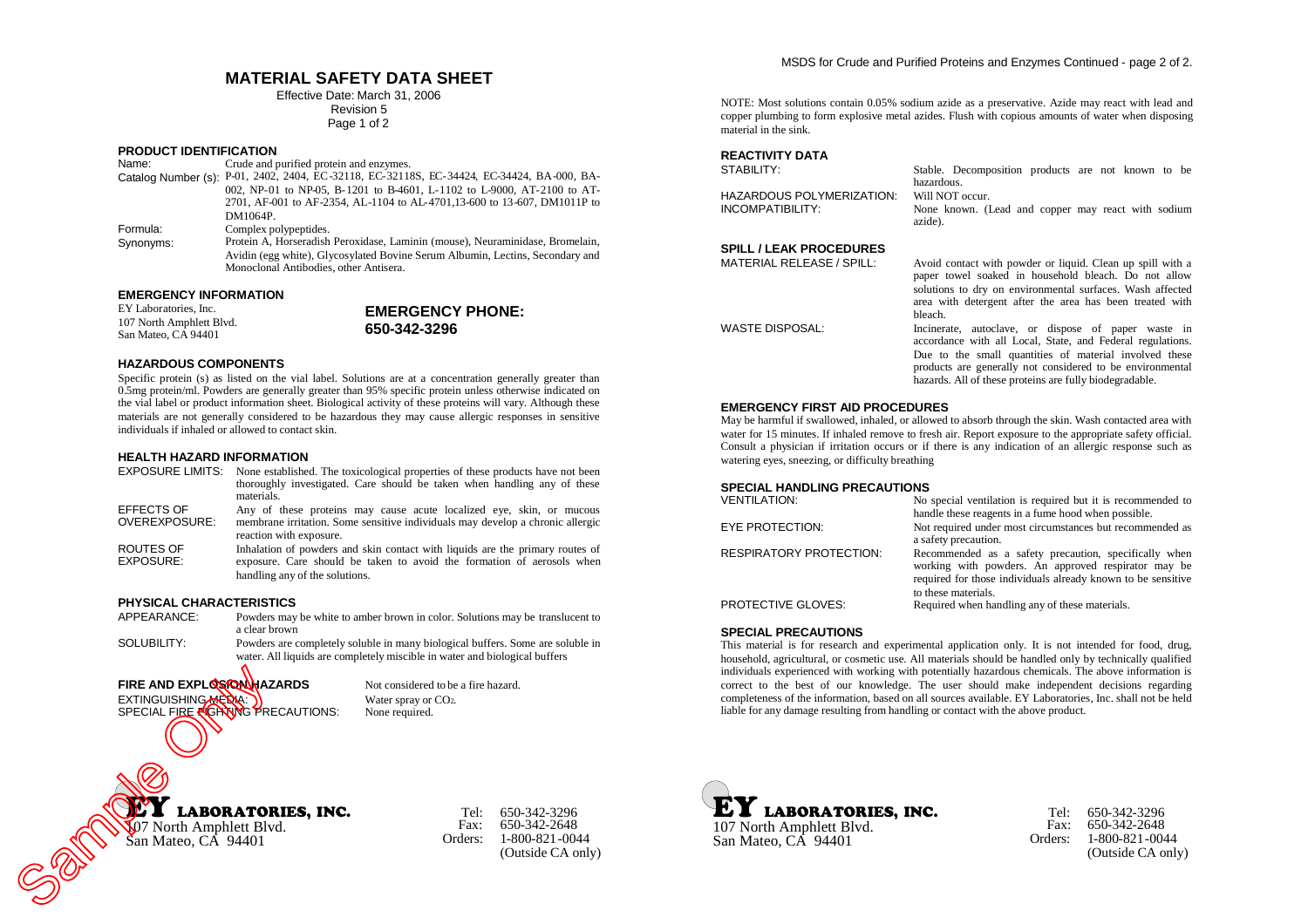# MATERIAL SAFETY DATA SHEET

Effective Date: March 31, 2006
Revision 5

## PRODUCT IDENTIFICATION

| | |
|---|---|
| Name: | Crude and purified protein and enzymes. |
| Catalog Number (s): | P-01, 2402, 2404, EC-32118, EC-32118S, EC-34424, EC-34424, BA-000, BA-002, NP-01 to NP-05, B-1201 to B-4601, L-1102 to L-9000, AT-2100 to AT-2701, AF-001 to AF-2354, AL-1104 to AL-4701,13-600 to 13-607, DM1011P to DM1064P. |
| Formula: | Complex polypeptides. |
| Synonyms: | Protein A, Horseradish Peroxidase, Laminin (mouse), Neuraminidase, Bromelain, Avidin (egg white), Glycosylated Bovine Serum Albumin, Lectins, Secondary and Monoclonal Antibodies, other Antisera. |

## EMERGENCY INFORMATION

EY Laboratories, Inc.
107 North Amphlett Blvd.
San Mateo, CA 94401

**EMERGENCY PHONE: 650-342-3296**

## HAZARDOUS COMPONENTS

Specific protein (s) as listed on the vial label. Solutions are at a concentration generally greater than 0.5mg protein/ml. Powders are generally greater than 95% specific protein unless otherwise indicated on the vial label or product information sheet. Biological activity of these proteins will vary. Although these materials are not generally considered to be hazardous they may cause allergic responses in sensitive individuals if inhaled or allowed to contact skin.

## HEALTH HAZARD INFORMATION

| | |
|---|---|
| EXPOSURE LIMITS: | None established. The toxicological properties of these products have not been thoroughly investigated. Care should be taken when handling any of these materials. |
| EFFECTS OF OVEREXPOSURE: | Any of these proteins may cause acute localized eye, skin, or mucous membrane irritation. Some sensitive individuals may develop a chronic allergic reaction with exposure. |
| ROUTES OF EXPOSURE: | Inhalation of powders and skin contact with liquids are the primary routes of exposure. Care should be taken to avoid the formation of aerosols when handling any of the solutions. |

## PHYSICAL CHARACTERISTICS

| | |
|---|---|
| APPEARANCE: | Powders may be white to amber brown in color. Solutions may be translucent to a clear brown |
| SOLUBILITY: | Powders are completely soluble in many biological buffers. Some are soluble in water. All liquids are completely miscible in water and biological buffers |

## FIRE AND EXPLOSION HAZARDS

Not considered to be a fire hazard.

| | |
|---|---|
| EXTINGUISHING MEDIA: | Water spray or $CO_2$. |
| SPECIAL FIRE FIGHTING PRECAUTIONS: | None required. |

NOTE: Most solutions contain 0.05% sodium azide as a preservative. Azide may react with lead and copper plumbing to form explosive metal azides. Flush with copious amounts of water when disposing material in the sink.

## REACTIVITY DATA

| | |
|---|---|
| STABILITY: | Stable. Decomposition products are not known to be hazardous. |
| HAZARDOUS POLYMERIZATION: | Will NOT occur. |
| INCOMPATIBILITY: | None known. (Lead and copper may react with sodium azide). |

## SPILL / LEAK PROCEDURES

| | |
|---|---|
| MATERIAL RELEASE / SPILL: | Avoid contact with powder or liquid. Clean up spill with a paper towel soaked in household bleach. Do not allow solutions to dry on environmental surfaces. Wash affected area with detergent after the area has been treated with bleach. |
| WASTE DISPOSAL: | Incinerate, autoclave, or dispose of paper waste in accordance with all Local, State, and Federal regulations. Due to the small quantities of material involved these products are generally not considered to be environmental hazards. All of these proteins are fully biodegradable. |

## EMERGENCY FIRST AID PROCEDURES

May be harmful if swallowed, inhaled, or allowed to absorb through the skin. Wash contacted area with water for 15 minutes. If inhaled remove to fresh air. Report exposure to the appropriate safety official. Consult a physician if irritation occurs or if there is any indication of an allergic response such as watering eyes, sneezing, or difficulty breathing

## SPECIAL HANDLING PRECAUTIONS

| | |
|---|---|
| VENTILATION: | No special ventilation is required but it is recommended to handle these reagents in a fume hood when possible. |
| EYE PROTECTION: | Not required under most circumstances but recommended as a safety precaution. |
| RESPIRATORY PROTECTION: | Recommended as a safety precaution, specifically when working with powders. An approved respirator may be required for those individuals already known to be sensitive to these materials. |
| PROTECTIVE GLOVES: | Required when handling any of these materials. |

## SPECIAL PRECAUTIONS

This material is for research and experimental application only. It is not intended for food, drug, household, agricultural, or cosmetic use. All materials should be handled only by technically qualified individuals experienced with working with potentially hazardous chemicals. The above information is correct to the best of our knowledge. The user should make independent decisions regarding completeness of the information, based on all sources available. EY Laboratories, Inc. shall not be held liable for any damage resulting from handling or contact with the above product.

**EY LABORATORIES, INC.**
107 North Amphlett Blvd.
San Mateo, CA 94401

Tel: 650-342-3296
Fax: 650-342-2648
Orders: 1-800-821-0044 (Outside CA only)